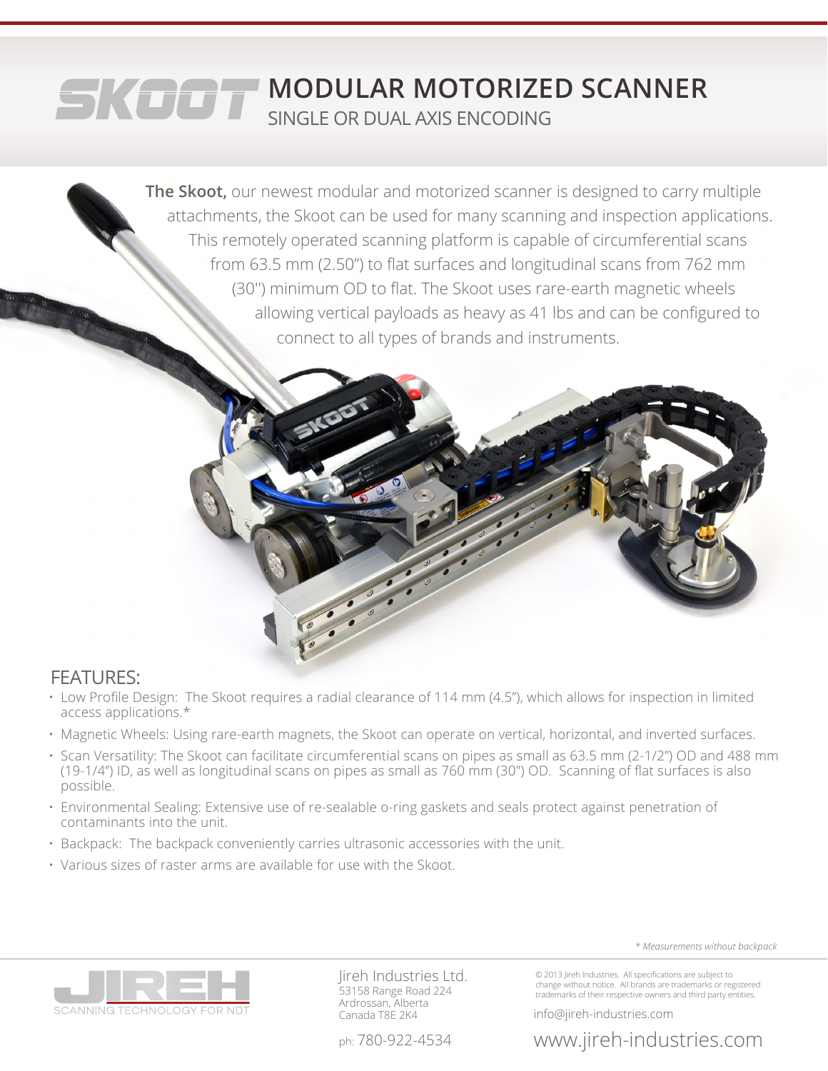# SKOOT MODULAR MOTORIZED SCANNER

## SINGLE OR DUAL AXIS ENCODING

**The Skoot,** our newest modular and motorized scanner is designed to carry multiple attachments, the Skoot can be used for many scanning and inspection applications. This remotely operated scanning platform is capable of circumferential scans from 63.5 mm (2.50") to flat surfaces and longitudinal scans from 762 mm (30") minimum OD to flat. The Skoot uses rare-earth magnetic wheels allowing vertical payloads as heavy as 41 lbs and can be configured to connect to all types of brands and instruments.

## FEATURES:

- Low Profile Design: The Skoot requires a radial clearance of 114 mm (4.5"), which allows for inspection in limited access applications.*
- Magnetic Wheels: Using rare-earth magnets, the Skoot can operate on vertical, horizontal, and inverted surfaces.
- Scan Versatility: The Skoot can facilitate circumferential scans on pipes as small as 63.5 mm (2-1/2") OD and 488 mm (19-1/4") ID, as well as longitudinal scans on pipes as small as 760 mm (30") OD. Scanning of flat surfaces is also possible.
- Environmental Sealing: Extensive use of re-sealable o-ring gaskets and seals protect against penetration of contaminants into the unit.
- Backpack: The backpack conveniently carries ultrasonic accessories with the unit.
- Various sizes of raster arms are available for use with the Skoot.

*\* Measurements without backpack*

JIREH SCANNING TECHNOLOGY FOR NDT

Jireh Industries Ltd.
53158 Range Road 224
Ardrossan, Alberta
Canada T8E 2K4

ph: 780-922-4534

© 2013 Jireh Industries. All specifications are subject to change without notice. All brands are trademarks or registered trademarks of their respective owners and third party entities.

info@jireh-industries.com

www.jireh-industries.com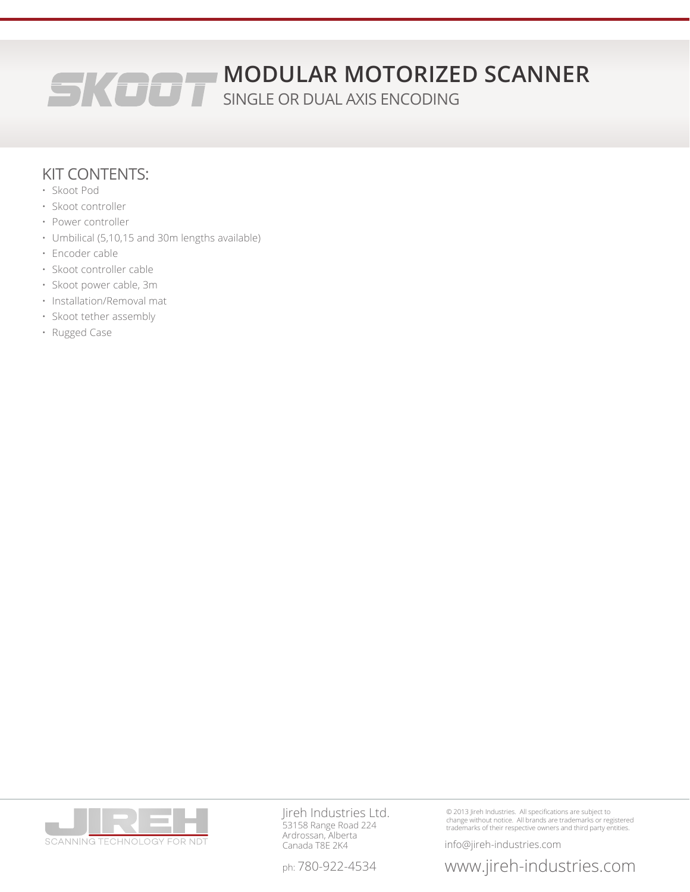# SKOOT MODULAR MOTORIZED SCANNER

## SINGLE OR DUAL AXIS ENCODING

## KIT CONTENTS:

- Skoot Pod
- Skoot controller
- Power controller
- Umbilical (5,10,15 and 30m lengths available)
- Encoder cable
- Skoot controller cable
- Skoot power cable, 3m
- Installation/Removal mat
- Skoot tether assembly
- Rugged Case

JIREH
SCANNING TECHNOLOGY FOR NDT

Jireh Industries Ltd.
53158 Range Road 224
Ardrossan, Alberta
Canada T8E 2K4

ph: 780-922-4534

© 2013 Jireh Industries. All specifications are subject to change without notice. All brands are trademarks or registered trademarks of their respective owners and third party entities.

info@jireh-industries.com

www.jireh-industries.com